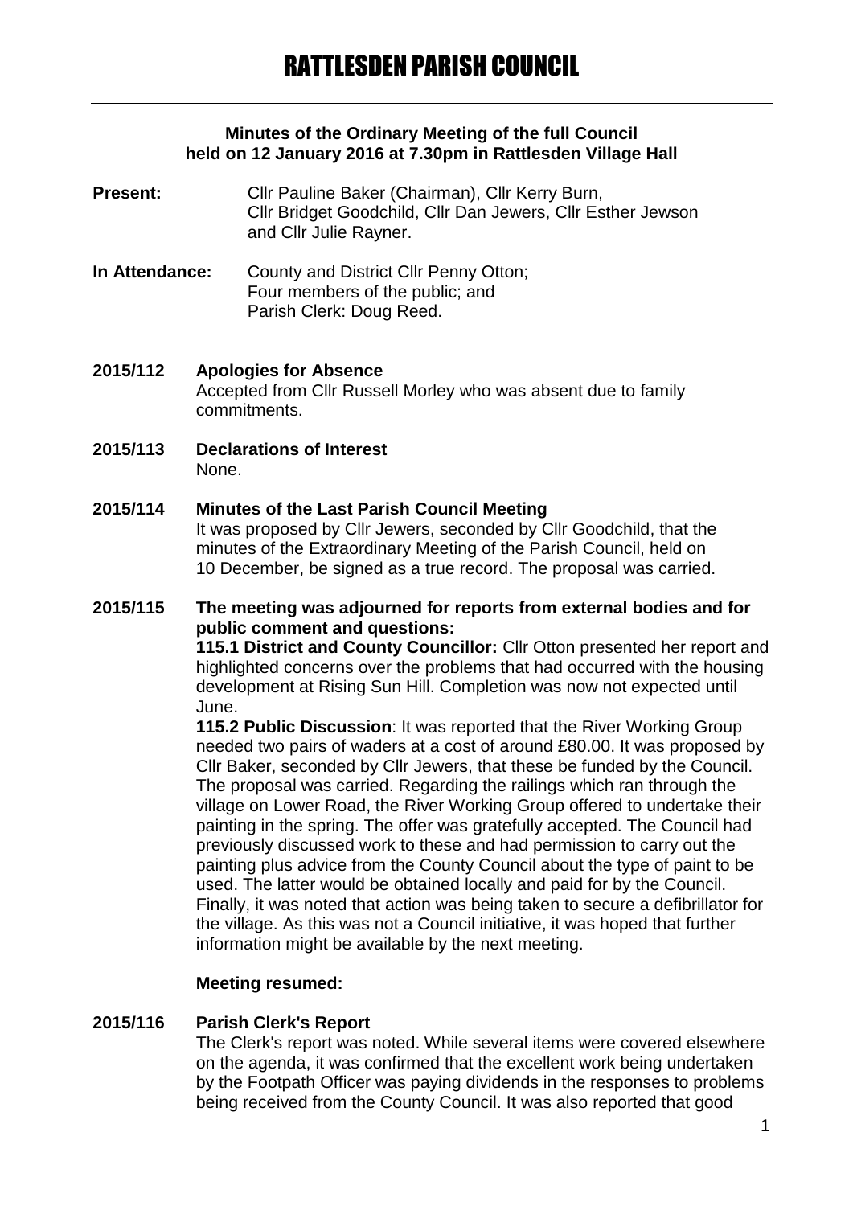# RATTLESDEN PARISH COUNCIL

**Minutes of the Ordinary Meeting of the full Council held on 12 January 2016 at 7.30pm in Rattlesden Village Hall**

**Present:** Cllr Pauline Baker (Chairman), Cllr Kerry Burn, Cllr Bridget Goodchild, Cllr Dan Jewers, Cllr Esther Jewson and Cllr Julie Rayner.

**In Attendance:** County and District Cllr Penny Otton; Four members of the public; and Parish Clerk: Doug Reed.

**2015/112 Apologies for Absence**

Accepted from Cllr Russell Morley who was absent due to family commitments.

**2015/113 Declarations of Interest**

None.

**2015/114 Minutes of the Last Parish Council Meeting**

It was proposed by Cllr Jewers, seconded by Cllr Goodchild, that the minutes of the Extraordinary Meeting of the Parish Council, held on 10 December, be signed as a true record. The proposal was carried.

**2015/115 The meeting was adjourned for reports from external bodies and for public comment and questions:**

**115.1 District and County Councillor:** Cllr Otton presented her report and highlighted concerns over the problems that had occurred with the housing development at Rising Sun Hill. Completion was now not expected until June.

**115.2 Public Discussion**: It was reported that the River Working Group needed two pairs of waders at a cost of around £80.00. It was proposed by Cllr Baker, seconded by Cllr Jewers, that these be funded by the Council. The proposal was carried. Regarding the railings which ran through the village on Lower Road, the River Working Group offered to undertake their painting in the spring. The offer was gratefully accepted. The Council had previously discussed work to these and had permission to carry out the painting plus advice from the County Council about the type of paint to be used. The latter would be obtained locally and paid for by the Council. Finally, it was noted that action was being taken to secure a defibrillator for the village. As this was not a Council initiative, it was hoped that further information might be available by the next meeting.

**Meeting resumed:**

**2015/116 Parish Clerk's Report**

The Clerk's report was noted. While several items were covered elsewhere on the agenda, it was confirmed that the excellent work being undertaken by the Footpath Officer was paying dividends in the responses to problems being received from the County Council. It was also reported that good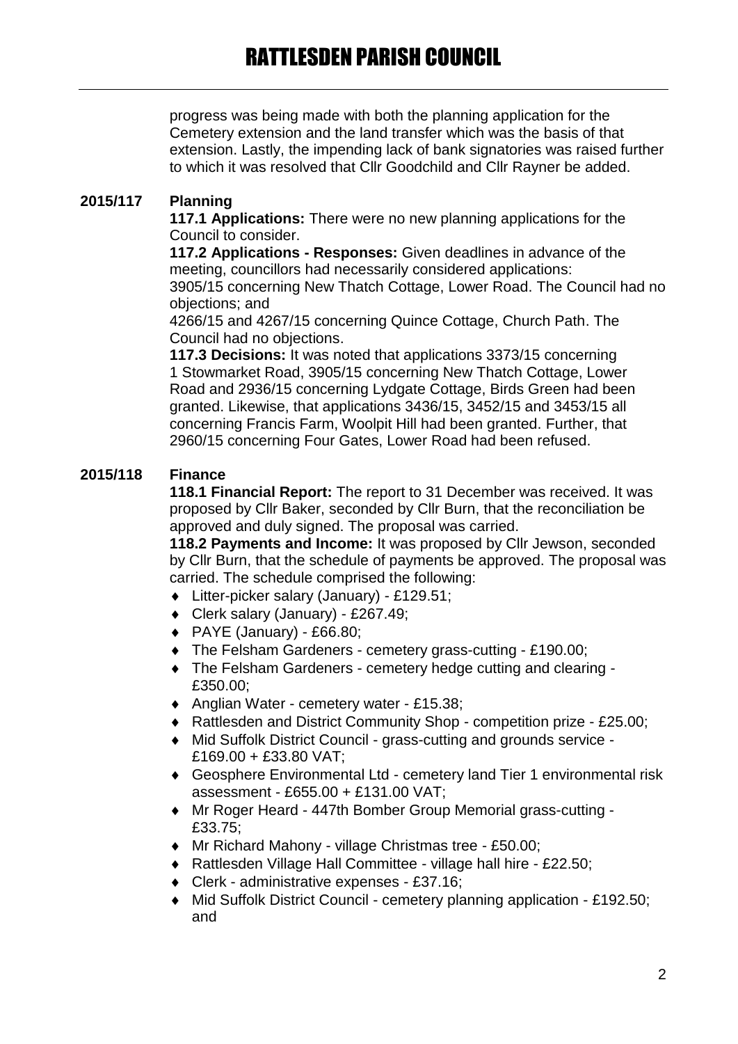progress was being made with both the planning application for the Cemetery extension and the land transfer which was the basis of that extension. Lastly, the impending lack of bank signatories was raised further to which it was resolved that Cllr Goodchild and Cllr Rayner be added.

**2015/117 Planning**

**117.1 Applications:** There were no new planning applications for the Council to consider.

**117.2 Applications - Responses:** Given deadlines in advance of the meeting, councillors had necessarily considered applications:
3905/15 concerning New Thatch Cottage, Lower Road. The Council had no objections; and
4266/15 and 4267/15 concerning Quince Cottage, Church Path. The Council had no objections.

**117.3 Decisions:** It was noted that applications 3373/15 concerning 1 Stowmarket Road, 3905/15 concerning New Thatch Cottage, Lower Road and 2936/15 concerning Lydgate Cottage, Birds Green had been granted. Likewise, that applications 3436/15, 3452/15 and 3453/15 all concerning Francis Farm, Woolpit Hill had been granted. Further, that 2960/15 concerning Four Gates, Lower Road had been refused.

**2015/118 Finance**

**118.1 Financial Report:** The report to 31 December was received. It was proposed by Cllr Baker, seconded by Cllr Burn, that the reconciliation be approved and duly signed. The proposal was carried.

**118.2 Payments and Income:** It was proposed by Cllr Jewson, seconded by Cllr Burn, that the schedule of payments be approved. The proposal was carried. The schedule comprised the following:

- Litter-picker salary (January) - £129.51;
- Clerk salary (January) - £267.49;
- PAYE (January) - £66.80;
- The Felsham Gardeners - cemetery grass-cutting - £190.00;
- The Felsham Gardeners - cemetery hedge cutting and clearing - £350.00;
- Anglian Water - cemetery water - £15.38;
- Rattlesden and District Community Shop - competition prize - £25.00;
- Mid Suffolk District Council - grass-cutting and grounds service - £169.00 + £33.80 VAT;
- Geosphere Environmental Ltd - cemetery land Tier 1 environmental risk assessment - £655.00 + £131.00 VAT;
- Mr Roger Heard - 447th Bomber Group Memorial grass-cutting - £33.75;
- Mr Richard Mahony - village Christmas tree - £50.00;
- Rattlesden Village Hall Committee - village hall hire - £22.50;
- Clerk - administrative expenses - £37.16;
- Mid Suffolk District Council - cemetery planning application - £192.50; and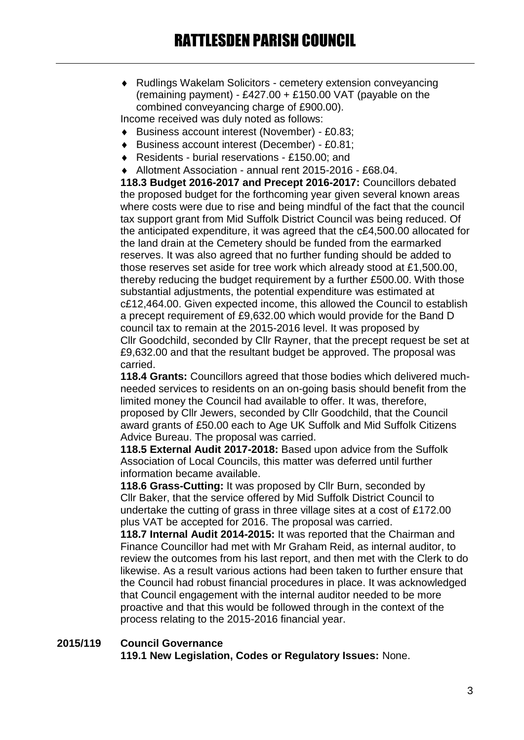- Rudlings Wakelam Solicitors - cemetery extension conveyancing (remaining payment) - £427.00 + £150.00 VAT (payable on the combined conveyancing charge of £900.00).

Income received was duly noted as follows:

- Business account interest (November) - £0.83;
- Business account interest (December) - £0.81;
- Residents - burial reservations - £150.00; and
- Allotment Association - annual rent 2015-2016 - £68.04.

**118.3 Budget 2016-2017 and Precept 2016-2017:** Councillors debated the proposed budget for the forthcoming year given several known areas where costs were due to rise and being mindful of the fact that the council tax support grant from Mid Suffolk District Council was being reduced. Of the anticipated expenditure, it was agreed that the c£4,500.00 allocated for the land drain at the Cemetery should be funded from the earmarked reserves. It was also agreed that no further funding should be added to those reserves set aside for tree work which already stood at £1,500.00, thereby reducing the budget requirement by a further £500.00. With those substantial adjustments, the potential expenditure was estimated at c£12,464.00. Given expected income, this allowed the Council to establish a precept requirement of £9,632.00 which would provide for the Band D council tax to remain at the 2015-2016 level. It was proposed by Cllr Goodchild, seconded by Cllr Rayner, that the precept request be set at £9,632.00 and that the resultant budget be approved. The proposal was carried.

**118.4 Grants:** Councillors agreed that those bodies which delivered much-needed services to residents on an on-going basis should benefit from the limited money the Council had available to offer. It was, therefore, proposed by Cllr Jewers, seconded by Cllr Goodchild, that the Council award grants of £50.00 each to Age UK Suffolk and Mid Suffolk Citizens Advice Bureau. The proposal was carried.

**118.5 External Audit 2017-2018:** Based upon advice from the Suffolk Association of Local Councils, this matter was deferred until further information became available.

**118.6 Grass-Cutting:** It was proposed by Cllr Burn, seconded by Cllr Baker, that the service offered by Mid Suffolk District Council to undertake the cutting of grass in three village sites at a cost of £172.00 plus VAT be accepted for 2016. The proposal was carried.

**118.7 Internal Audit 2014-2015:** It was reported that the Chairman and Finance Councillor had met with Mr Graham Reid, as internal auditor, to review the outcomes from his last report, and then met with the Clerk to do likewise. As a result various actions had been taken to further ensure that the Council had robust financial procedures in place. It was acknowledged that Council engagement with the internal auditor needed to be more proactive and that this would be followed through in the context of the process relating to the 2015-2016 financial year.

## 2015/119 Council Governance

**119.1 New Legislation, Codes or Regulatory Issues:** None.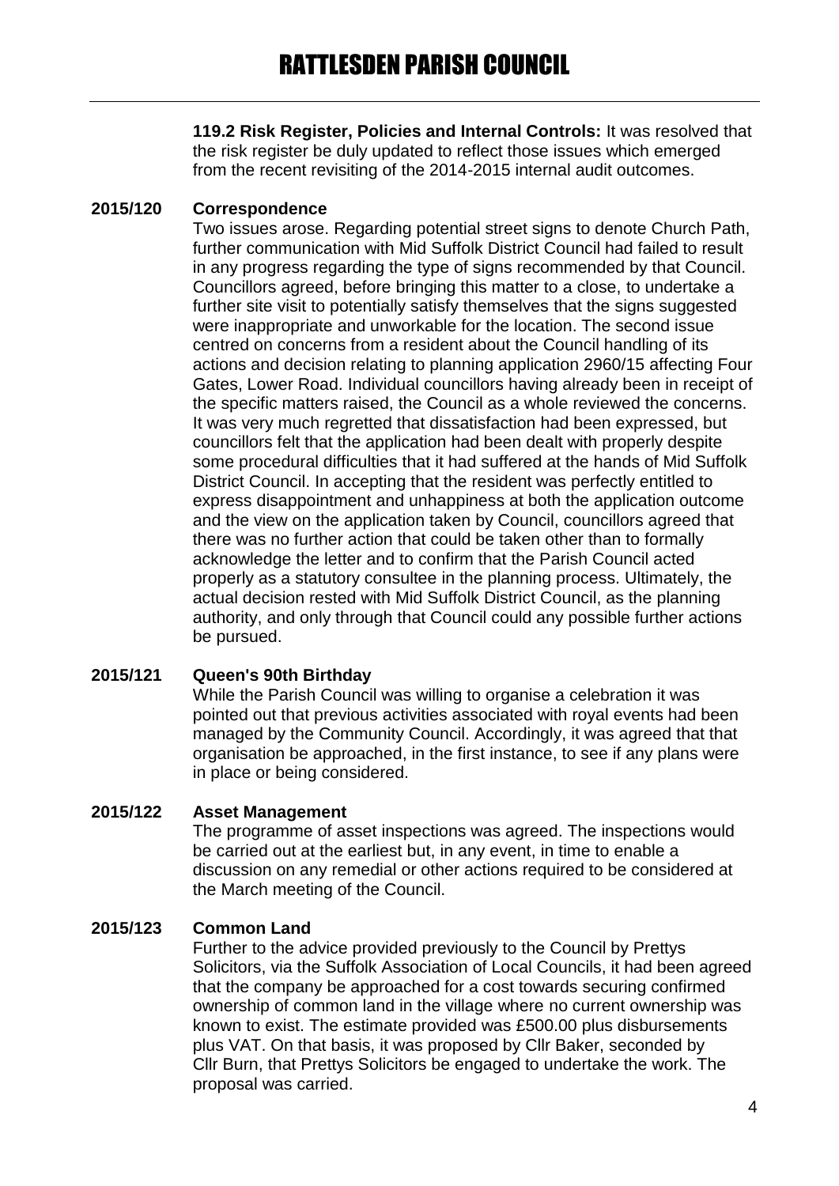**119.2 Risk Register, Policies and Internal Controls:** It was resolved that the risk register be duly updated to reflect those issues which emerged from the recent revisiting of the 2014-2015 internal audit outcomes.

**2015/120 Correspondence**

Two issues arose. Regarding potential street signs to denote Church Path, further communication with Mid Suffolk District Council had failed to result in any progress regarding the type of signs recommended by that Council. Councillors agreed, before bringing this matter to a close, to undertake a further site visit to potentially satisfy themselves that the signs suggested were inappropriate and unworkable for the location. The second issue centred on concerns from a resident about the Council handling of its actions and decision relating to planning application 2960/15 affecting Four Gates, Lower Road. Individual councillors having already been in receipt of the specific matters raised, the Council as a whole reviewed the concerns. It was very much regretted that dissatisfaction had been expressed, but councillors felt that the application had been dealt with properly despite some procedural difficulties that it had suffered at the hands of Mid Suffolk District Council. In accepting that the resident was perfectly entitled to express disappointment and unhappiness at both the application outcome and the view on the application taken by Council, councillors agreed that there was no further action that could be taken other than to formally acknowledge the letter and to confirm that the Parish Council acted properly as a statutory consultee in the planning process. Ultimately, the actual decision rested with Mid Suffolk District Council, as the planning authority, and only through that Council could any possible further actions be pursued.

**2015/121 Queen's 90th Birthday**

While the Parish Council was willing to organise a celebration it was pointed out that previous activities associated with royal events had been managed by the Community Council. Accordingly, it was agreed that that organisation be approached, in the first instance, to see if any plans were in place or being considered.

**2015/122 Asset Management**

The programme of asset inspections was agreed. The inspections would be carried out at the earliest but, in any event, in time to enable a discussion on any remedial or other actions required to be considered at the March meeting of the Council.

**2015/123 Common Land**

Further to the advice provided previously to the Council by Prettys Solicitors, via the Suffolk Association of Local Councils, it had been agreed that the company be approached for a cost towards securing confirmed ownership of common land in the village where no current ownership was known to exist. The estimate provided was £500.00 plus disbursements plus VAT. On that basis, it was proposed by Cllr Baker, seconded by Cllr Burn, that Prettys Solicitors be engaged to undertake the work. The proposal was carried.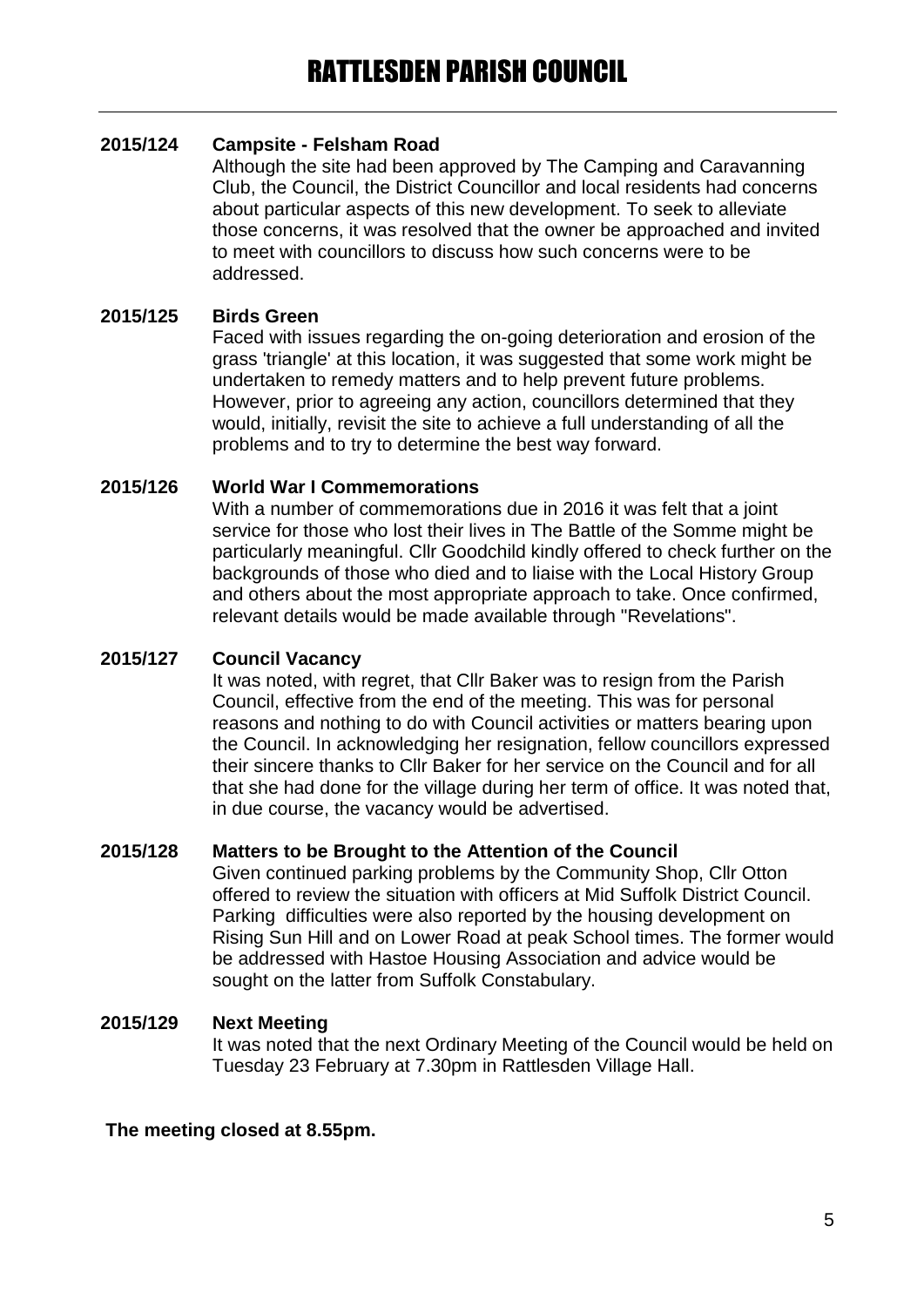**2015/124 Campsite - Felsham Road**

Although the site had been approved by The Camping and Caravanning Club, the Council, the District Councillor and local residents had concerns about particular aspects of this new development. To seek to alleviate those concerns, it was resolved that the owner be approached and invited to meet with councillors to discuss how such concerns were to be addressed.

**2015/125 Birds Green**

Faced with issues regarding the on-going deterioration and erosion of the grass 'triangle' at this location, it was suggested that some work might be undertaken to remedy matters and to help prevent future problems. However, prior to agreeing any action, councillors determined that they would, initially, revisit the site to achieve a full understanding of all the problems and to try to determine the best way forward.

**2015/126 World War I Commemorations**

With a number of commemorations due in 2016 it was felt that a joint service for those who lost their lives in The Battle of the Somme might be particularly meaningful. Cllr Goodchild kindly offered to check further on the backgrounds of those who died and to liaise with the Local History Group and others about the most appropriate approach to take. Once confirmed, relevant details would be made available through "Revelations".

**2015/127 Council Vacancy**

It was noted, with regret, that Cllr Baker was to resign from the Parish Council, effective from the end of the meeting. This was for personal reasons and nothing to do with Council activities or matters bearing upon the Council. In acknowledging her resignation, fellow councillors expressed their sincere thanks to Cllr Baker for her service on the Council and for all that she had done for the village during her term of office. It was noted that, in due course, the vacancy would be advertised.

**2015/128 Matters to be Brought to the Attention of the Council**

Given continued parking problems by the Community Shop, Cllr Otton offered to review the situation with officers at Mid Suffolk District Council. Parking difficulties were also reported by the housing development on Rising Sun Hill and on Lower Road at peak School times. The former would be addressed with Hastoe Housing Association and advice would be sought on the latter from Suffolk Constabulary.

**2015/129 Next Meeting**

It was noted that the next Ordinary Meeting of the Council would be held on Tuesday 23 February at 7.30pm in Rattlesden Village Hall.

**The meeting closed at 8.55pm.**